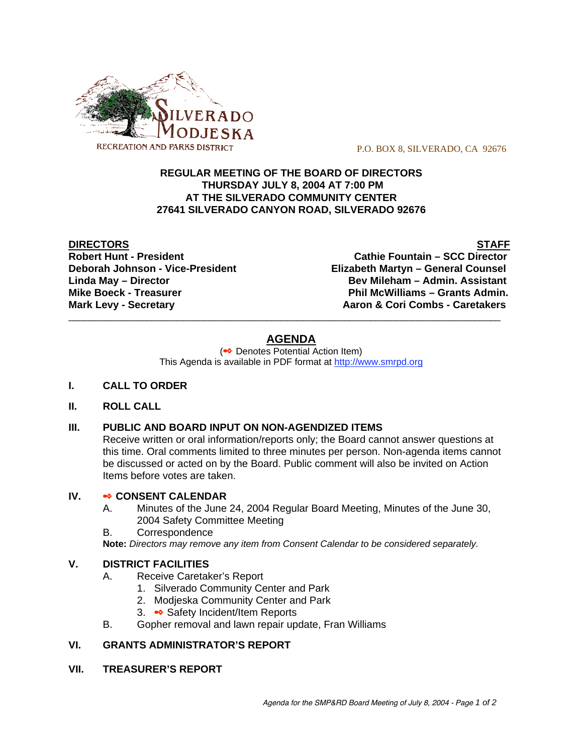SILVERADO MODJESKA RECREATION AND PARKS DISTRICT

P.O. BOX 8, SILVERADO, CA 92676

**REGULAR MEETING OF THE BOARD OF DIRECTORS**
**THURSDAY JULY 8, 2004 AT 7:00 PM**
**AT THE SILVERADO COMMUNITY CENTER**
**27641 SILVERADO CANYON ROAD, SILVERADO 92676**

| DIRECTORS | STAFF |
| --- | --- |
| Robert Hunt - President | Cathie Fountain – SCC Director |
| Deborah Johnson - Vice-President | Elizabeth Martyn – General Counsel |
| Linda May – Director | Bev Mileham – Admin. Assistant |
| Mike Boeck - Treasurer | Phil McWilliams – Grants Admin. |
| Mark Levy - Secretary | Aaron & Cori Combs - Caretakers |

---

## AGENDA

(➻ Denotes Potential Action Item)
This Agenda is available in PDF format at http://www.smrpd.org

**I. CALL TO ORDER**

**II. ROLL CALL**

**III. PUBLIC AND BOARD INPUT ON NON-AGENDIZED ITEMS**

Receive written or oral information/reports only; the Board cannot answer questions at this time. Oral comments limited to three minutes per person. Non-agenda items cannot be discussed or acted on by the Board. Public comment will also be invited on Action Items before votes are taken.

**IV. ➻ CONSENT CALENDAR**

A. Minutes of the June 24, 2004 Regular Board Meeting, Minutes of the June 30, 2004 Safety Committee Meeting

B. Correspondence

**Note:** *Directors may remove any item from Consent Calendar to be considered separately.*

**V. DISTRICT FACILITIES**

A. Receive Caretaker's Report
   1. Silverado Community Center and Park
   2. Modjeska Community Center and Park
   3. ➻ Safety Incident/Item Reports

B. Gopher removal and lawn repair update, Fran Williams

**VI. GRANTS ADMINISTRATOR'S REPORT**

**VII. TREASURER'S REPORT**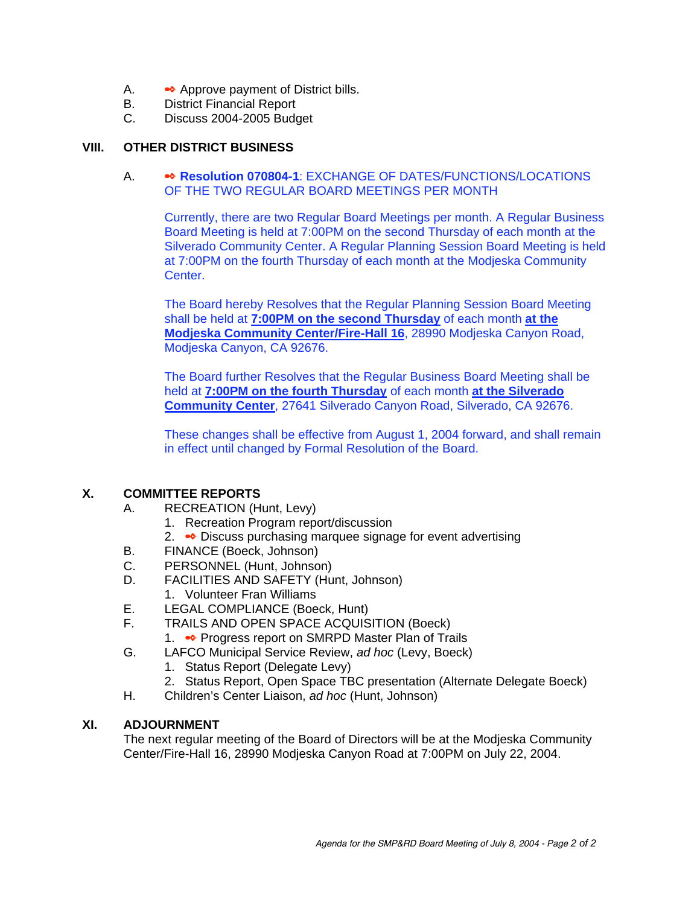A. ➾ Approve payment of District bills.
B. District Financial Report
C. Discuss 2004-2005 Budget

## VIII. OTHER DISTRICT BUSINESS

A. ➾ **Resolution 070804-1**: EXCHANGE OF DATES/FUNCTIONS/LOCATIONS OF THE TWO REGULAR BOARD MEETINGS PER MONTH

Currently, there are two Regular Board Meetings per month. A Regular Business Board Meeting is held at 7:00PM on the second Thursday of each month at the Silverado Community Center. A Regular Planning Session Board Meeting is held at 7:00PM on the fourth Thursday of each month at the Modjeska Community Center.

The Board hereby Resolves that the Regular Planning Session Board Meeting shall be held at **7:00PM on the second Thursday** of each month **at the Modjeska Community Center/Fire-Hall 16**, 28990 Modjeska Canyon Road, Modjeska Canyon, CA 92676.

The Board further Resolves that the Regular Business Board Meeting shall be held at **7:00PM on the fourth Thursday** of each month **at the Silverado Community Center**, 27641 Silverado Canyon Road, Silverado, CA 92676.

These changes shall be effective from August 1, 2004 forward, and shall remain in effect until changed by Formal Resolution of the Board.

## X. COMMITTEE REPORTS

A. RECREATION (Hunt, Levy)
   1. Recreation Program report/discussion
   2. ➾ Discuss purchasing marquee signage for event advertising
B. FINANCE (Boeck, Johnson)
C. PERSONNEL (Hunt, Johnson)
D. FACILITIES AND SAFETY (Hunt, Johnson)
   1. Volunteer Fran Williams
E. LEGAL COMPLIANCE (Boeck, Hunt)
F. TRAILS AND OPEN SPACE ACQUISITION (Boeck)
   1. ➾ Progress report on SMRPD Master Plan of Trails
G. LAFCO Municipal Service Review, *ad hoc* (Levy, Boeck)
   1. Status Report (Delegate Levy)
   2. Status Report, Open Space TBC presentation (Alternate Delegate Boeck)
H. Children's Center Liaison, *ad hoc* (Hunt, Johnson)

## XI. ADJOURNMENT

The next regular meeting of the Board of Directors will be at the Modjeska Community Center/Fire-Hall 16, 28990 Modjeska Canyon Road at 7:00PM on July 22, 2004.